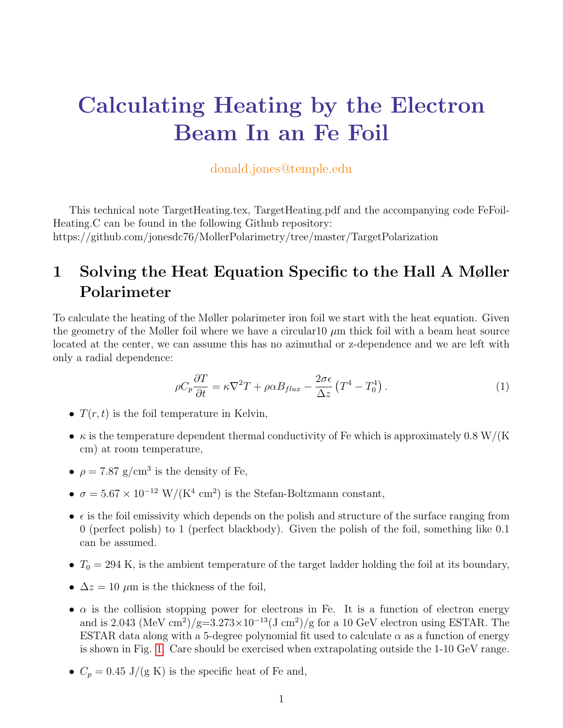# Calculating Heating by the Electron Beam In an Fe Foil

donald.jones@temple.edu

This technical note TargetHeating.tex, TargetHeating.pdf and the accompanying code FeFoil-Heating.C can be found in the following Github repository:
https://github.com/jonesdc76/MollerPolarimetry/tree/master/TargetPolarization

## 1 Solving the Heat Equation Specific to the Hall A Møller Polarimeter

To calculate the heating of the Møller polarimeter iron foil we start with the heat equation. Given the geometry of the Møller foil where we have a circular10 $\mu$m thick foil with a beam heat source located at the center, we can assume this has no azimuthal or z-dependence and we are left with only a radial dependence:

$$\rho C_p \frac{\partial T}{\partial t} = \kappa \nabla^2 T + \rho \alpha B_{flux} - \frac{2\sigma\epsilon}{\Delta z}\left(T^4 - T_0^4\right). \tag{1}$$

- $T(r,t)$ is the foil temperature in Kelvin,
- $\kappa$ is the temperature dependent thermal conductivity of Fe which is approximately 0.8 W/(K cm) at room temperature,
- $\rho = 7.87$ g/cm$^3$ is the density of Fe,
- $\sigma = 5.67 \times 10^{-12}$ W/(K$^4$ cm$^2$) is the Stefan-Boltzmann constant,
- $\epsilon$ is the foil emissivity which depends on the polish and structure of the surface ranging from 0 (perfect polish) to 1 (perfect blackbody). Given the polish of the foil, something like 0.1 can be assumed.
- $T_0 = 294$ K, is the ambient temperature of the target ladder holding the foil at its boundary,
- $\Delta z = 10$ $\mu$m is the thickness of the foil,
- $\alpha$ is the collision stopping power for electrons in Fe. It is a function of electron energy and is 2.043 (MeV cm$^2$)/g=3.273$\times$10$^{-13}$(J cm$^2$)/g for a 10 GeV electron using ESTAR. The ESTAR data along with a 5-degree polynomial fit used to calculate $\alpha$ as a function of energy is shown in Fig. 1. Care should be exercised when extrapolating outside the 1-10 GeV range.
- $C_p = 0.45$ J/(g K) is the specific heat of Fe and,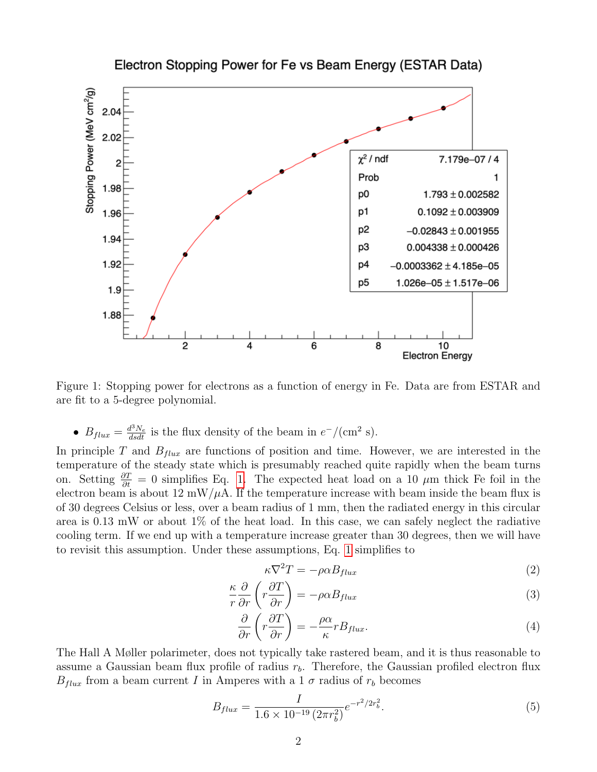Figure 1: Stopping power for electrons as a function of energy in Fe. Data are from ESTAR and are fit to a 5-degree polynomial.

- $B_{flux} = \frac{d^3 N_e}{dsdt}$ is the flux density of the beam in $e^-/(\text{cm}^2\text{ s})$.

In principle $T$ and $B_{flux}$ are functions of position and time. However, we are interested in the temperature of the steady state which is presumably reached quite rapidly when the beam turns on. Setting $\frac{\partial T}{\partial t} = 0$ simplifies Eq. 1. The expected heat load on a 10 $\mu$m thick Fe foil in the electron beam is about 12 mW/$\mu$A. If the temperature increase with beam inside the beam flux is of 30 degrees Celsius or less, over a beam radius of 1 mm, then the radiated energy in this circular area is 0.13 mW or about 1% of the heat load. In this case, we can safely neglect the radiative cooling term. If we end up with a temperature increase greater than 30 degrees, then we will have to revisit this assumption. Under these assumptions, Eq. 1 simplifies to

$$\kappa \nabla^2 T = -\rho \alpha B_{flux} \tag{2}$$

$$\frac{\kappa}{r} \frac{\partial}{\partial r}\left(r \frac{\partial T}{\partial r}\right) = -\rho \alpha B_{flux} \tag{3}$$

$$\frac{\partial}{\partial r}\left(r \frac{\partial T}{\partial r}\right) = -\frac{\rho \alpha}{\kappa} r B_{flux}. \tag{4}$$

The Hall A Møller polarimeter, does not typically take rastered beam, and it is thus reasonable to assume a Gaussian beam flux profile of radius $r_b$. Therefore, the Gaussian profiled electron flux $B_{flux}$ from a beam current $I$ in Amperes with a 1 $\sigma$ radius of $r_b$ becomes

$$B_{flux} = \frac{I}{1.6 \times 10^{-19}\,(2\pi r_b^2)} e^{-r^2/2r_b^2}. \tag{5}$$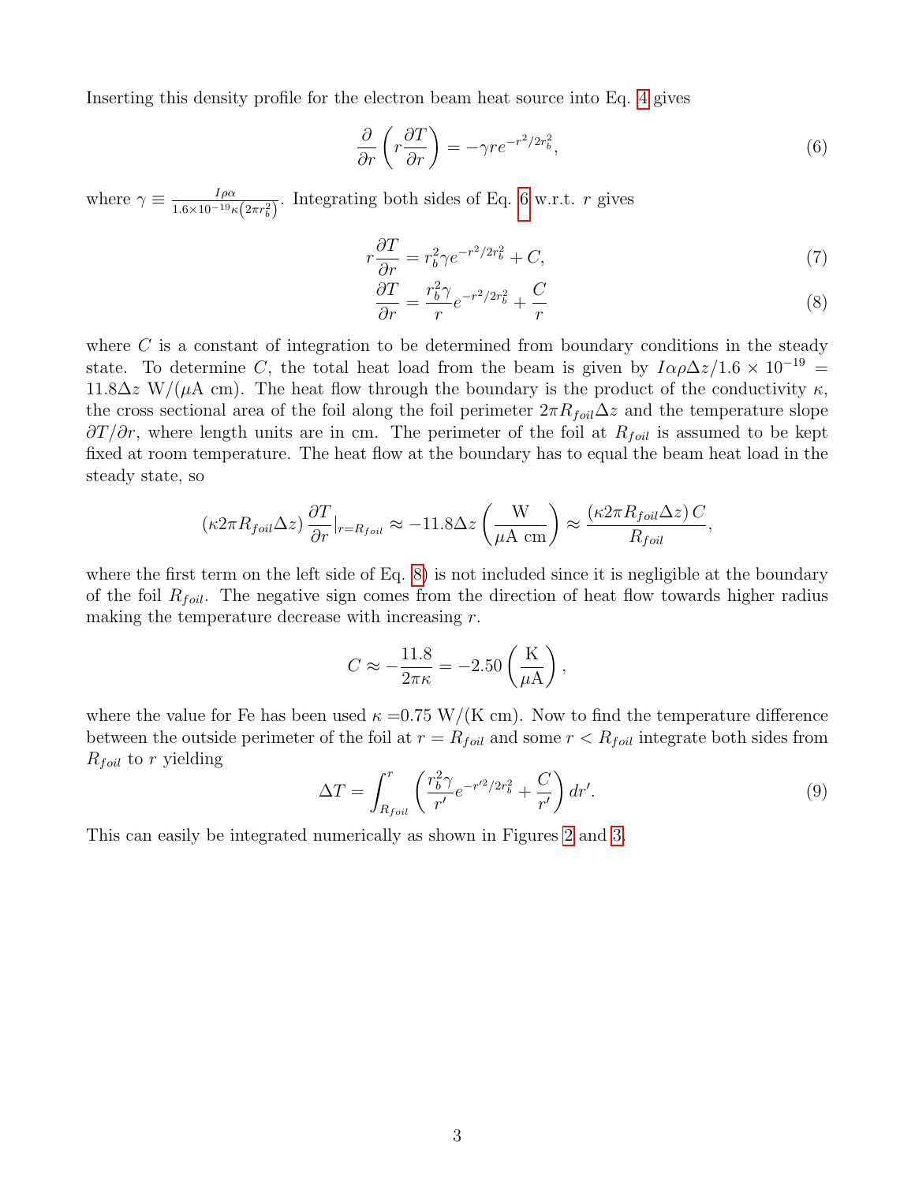Inserting this density profile for the electron beam heat source into Eq. 4 gives

$$\frac{\partial}{\partial r}\left(r\frac{\partial T}{\partial r}\right) = -\gamma r e^{-r^2/2r_b^2}, \tag{6}$$

where $\gamma \equiv \frac{I\rho\alpha}{1.6\times10^{-19}\kappa\left(2\pi r_b^2\right)}$. Integrating both sides of Eq. 6 w.r.t. $r$ gives

$$r\frac{\partial T}{\partial r} = r_b^2\gamma e^{-r^2/2r_b^2} + C, \tag{7}$$

$$\frac{\partial T}{\partial r} = \frac{r_b^2\gamma}{r}e^{-r^2/2r_b^2} + \frac{C}{r} \tag{8}$$

where $C$ is a constant of integration to be determined from boundary conditions in the steady state. To determine $C$, the total heat load from the beam is given by $I\alpha\rho\Delta z/1.6\times10^{-19} = 11.8\Delta z$ W/($\mu$A cm). The heat flow through the boundary is the product of the conductivity $\kappa$, the cross sectional area of the foil along the foil perimeter $2\pi R_{foil}\Delta z$ and the temperature slope $\partial T/\partial r$, where length units are in cm. The perimeter of the foil at $R_{foil}$ is assumed to be kept fixed at room temperature. The heat flow at the boundary has to equal the beam heat load in the steady state, so

$$\left(\kappa 2\pi R_{foil}\Delta z\right)\frac{\partial T}{\partial r}|_{r=R_{foil}} \approx -11.8\Delta z\left(\frac{\text{W}}{\mu\text{A cm}}\right) \approx \frac{\left(\kappa 2\pi R_{foil}\Delta z\right)C}{R_{foil}},$$

where the first term on the left side of Eq. 8) is not included since it is negligible at the boundary of the foil $R_{foil}$. The negative sign comes from the direction of heat flow towards higher radius making the temperature decrease with increasing $r$.

$$C \approx -\frac{11.8}{2\pi\kappa} = -2.50\left(\frac{\text{K}}{\mu\text{A}}\right),$$

where the value for Fe has been used $\kappa$ =0.75 W/(K cm). Now to find the temperature difference between the outside perimeter of the foil at $r = R_{foil}$ and some $r < R_{foil}$ integrate both sides from $R_{foil}$ to $r$ yielding

$$\Delta T = \int_{R_{foil}}^{r}\left(\frac{r_b^2\gamma}{r'}e^{-r'^2/2r_b^2} + \frac{C}{r'}\right)dr'. \tag{9}$$

This can easily be integrated numerically as shown in Figures 2 and 3.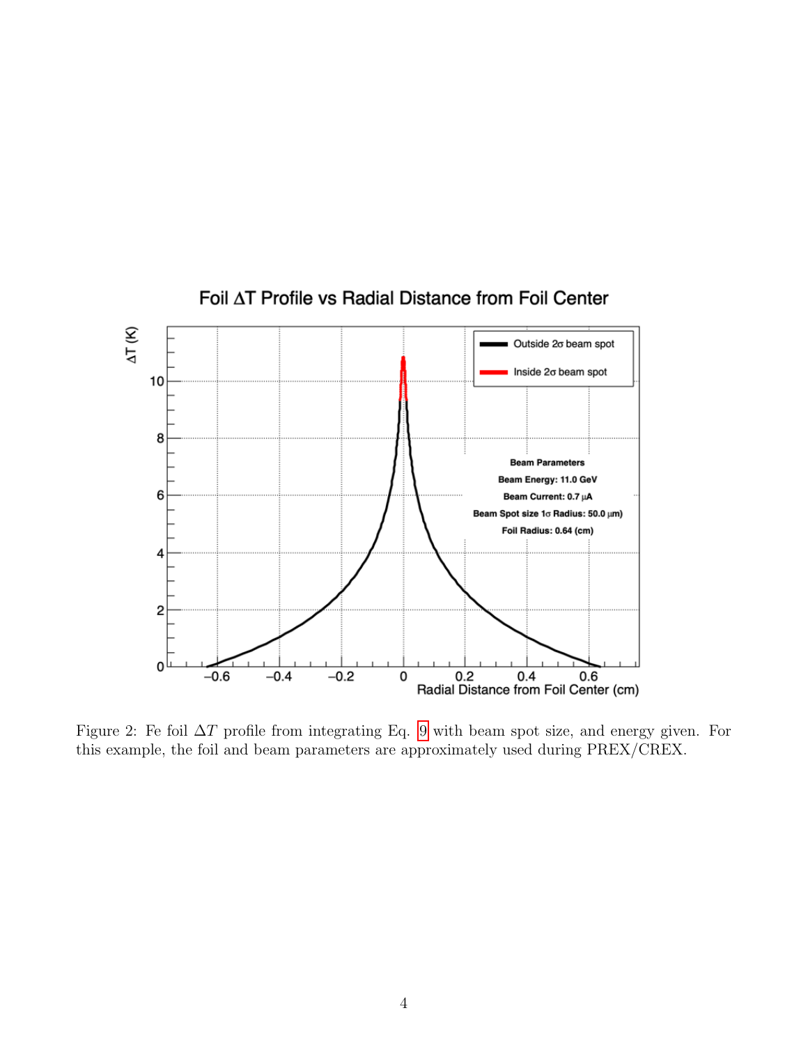Figure 2: Fe foil $\Delta T$ profile from integrating Eq. 9 with beam spot size, and energy given. For this example, the foil and beam parameters are approximately used during PREX/CREX.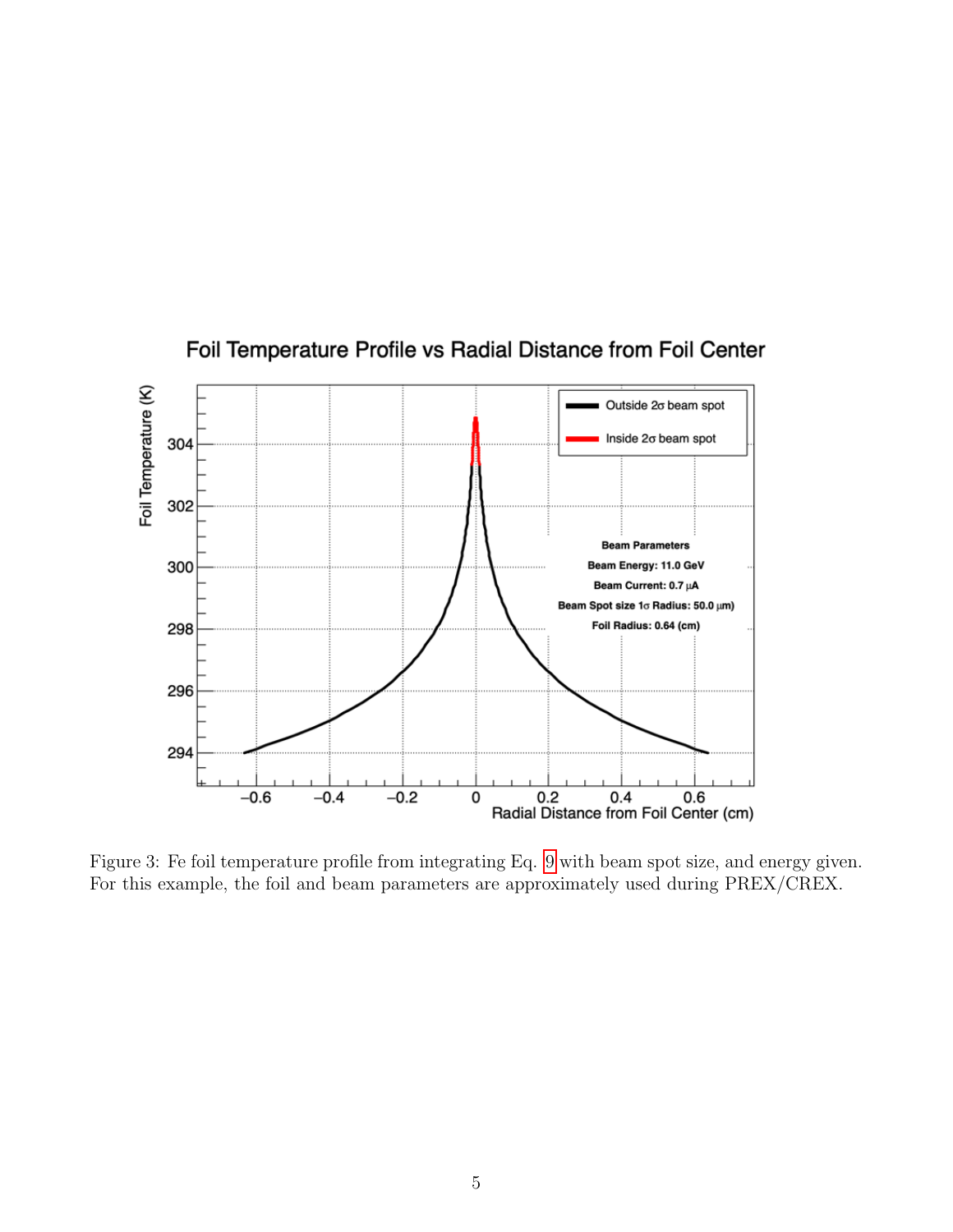Figure 3: Fe foil temperature profile from integrating Eq. 9 with beam spot size, and energy given. For this example, the foil and beam parameters are approximately used during PREX/CREX.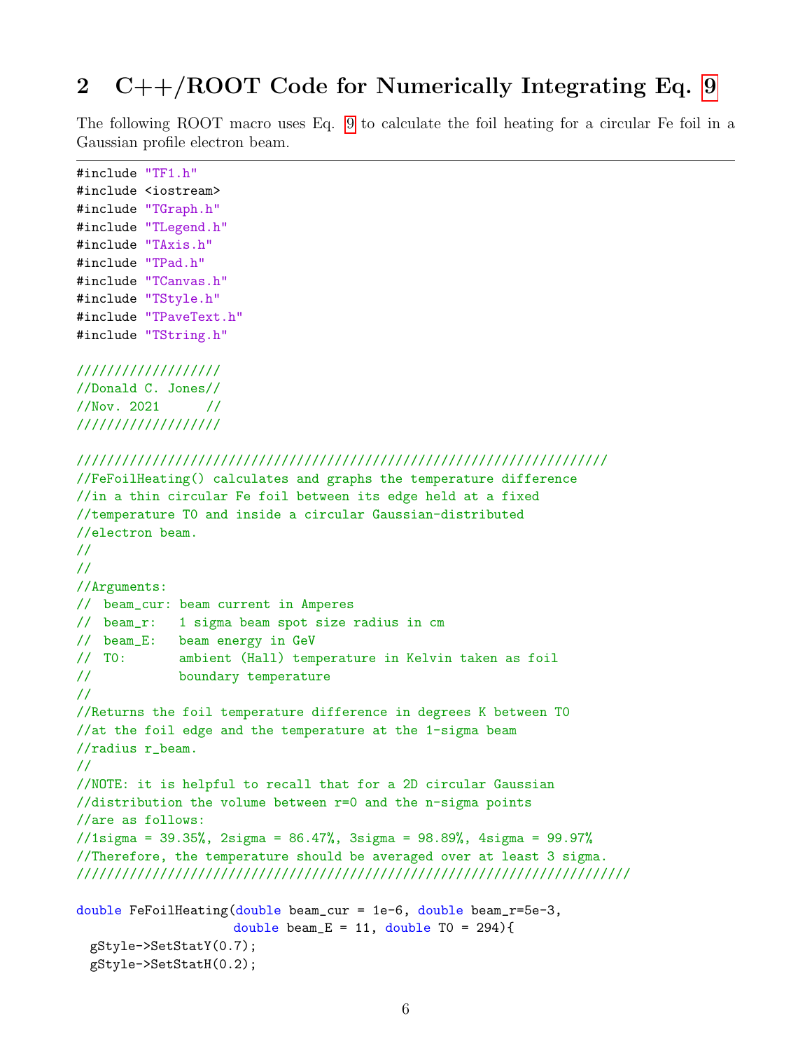## 2 C++/ROOT Code for Numerically Integrating Eq. 9

The following ROOT macro uses Eq. 9 to calculate the foil heating for a circular Fe foil in a Gaussian profile electron beam.

```
#include "TF1.h"
#include <iostream>
#include "TGraph.h"
#include "TLegend.h"
#include "TAxis.h"
#include "TPad.h"
#include "TCanvas.h"
#include "TStyle.h"
#include "TPaveText.h"
#include "TString.h"

//////////////////
//Donald C. Jones//
//Nov. 2021      //
//////////////////

////////////////////////////////////////////////////////////////////
//FeFoilHeating() calculates and graphs the temperature difference
//in a thin circular Fe foil between its edge held at a fixed
//temperature T0 and inside a circular Gaussian-distributed
//electron beam.
//
//
//Arguments:
//  beam_cur: beam current in Amperes
//  beam_r:   1 sigma beam spot size radius in cm
//  beam_E:   beam energy in GeV
//  T0:       ambient (Hall) temperature in Kelvin taken as foil
//            boundary temperature
//
//Returns the foil temperature difference in degrees K between T0
//at the foil edge and the temperature at the 1-sigma beam
//radius r_beam.
//
//NOTE: it is helpful to recall that for a 2D circular Gaussian
//distribution the volume between r=0 and the n-sigma points
//are as follows:
//1sigma = 39.35%, 2sigma = 86.47%, 3sigma = 98.89%, 4sigma = 99.97%
//Therefore, the temperature should be averaged over at least 3 sigma.
////////////////////////////////////////////////////////////////////

double FeFoilHeating(double beam_cur = 1e-6, double beam_r=5e-3,
                     double beam_E = 11, double T0 = 294){
  gStyle->SetStatY(0.7);
  gStyle->SetStatH(0.2);
```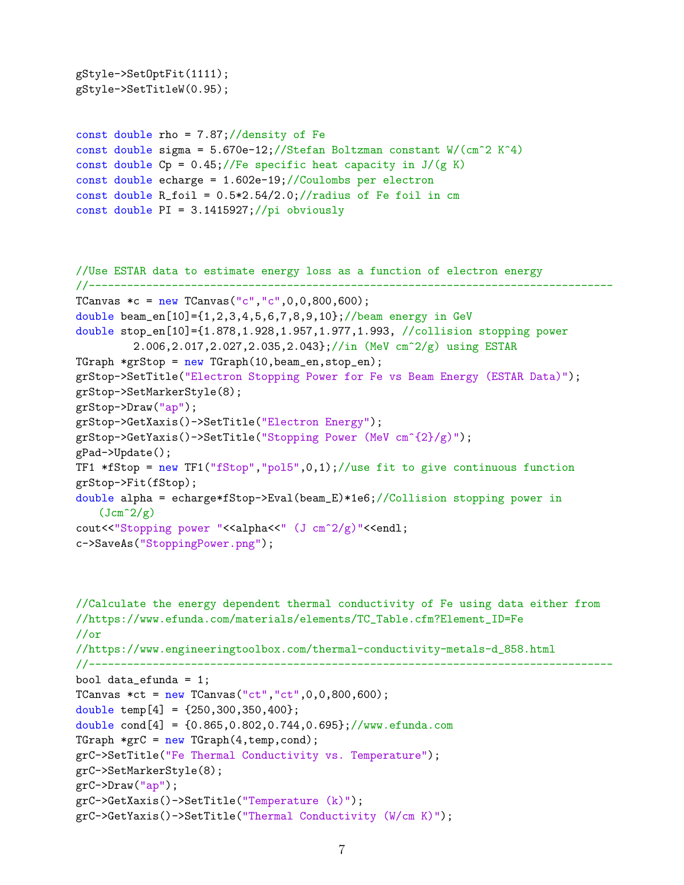```
gStyle->SetOptFit(1111);
gStyle->SetTitleW(0.95);


const double rho = 7.87;//density of Fe
const double sigma = 5.670e-12;//Stefan Boltzman constant W/(cm^2 K^4)
const double Cp = 0.45;//Fe specific heat capacity in J/(g K)
const double echarge = 1.602e-19;//Coulombs per electron
const double R_foil = 0.5*2.54/2.0;//radius of Fe foil in cm
const double PI = 3.1415927;//pi obviously



//Use ESTAR data to estimate energy loss as a function of electron energy
//-----------------------------------------------------------------------------------
TCanvas *c = new TCanvas("c","c",0,0,800,600);
double beam_en[10]={1,2,3,4,5,6,7,8,9,10};//beam energy in GeV
double stop_en[10]={1.878,1.928,1.957,1.977,1.993, //collision stopping power
         2.006,2.017,2.027,2.035,2.043};//in (MeV cm^2/g) using ESTAR
TGraph *grStop = new TGraph(10,beam_en,stop_en);
grStop->SetTitle("Electron Stopping Power for Fe vs Beam Energy (ESTAR Data)");
grStop->SetMarkerStyle(8);
grStop->Draw("ap");
grStop->GetXaxis()->SetTitle("Electron Energy");
grStop->GetYaxis()->SetTitle("Stopping Power (MeV cm^{2}/g)");
gPad->Update();
TF1 *fStop = new TF1("fStop","pol5",0,1);//use fit to give continuous function
grStop->Fit(fStop);
double alpha = echarge*fStop->Eval(beam_E)*1e6;//Collision stopping power in
    (Jcm^2/g)
cout<<"Stopping power "<<alpha<<" (J cm^2/g)"<<endl;
c->SaveAs("StoppingPower.png");



//Calculate the energy dependent thermal conductivity of Fe using data either from
//https://www.efunda.com/materials/elements/TC_Table.cfm?Element_ID=Fe
//or
//https://www.engineeringtoolbox.com/thermal-conductivity-metals-d_858.html
//-----------------------------------------------------------------------------------
bool data_efunda = 1;
TCanvas *ct = new TCanvas("ct","ct",0,0,800,600);
double temp[4] = {250,300,350,400};
double cond[4] = {0.865,0.802,0.744,0.695};//www.efunda.com
TGraph *grC = new TGraph(4,temp,cond);
grC->SetTitle("Fe Thermal Conductivity vs. Temperature");
grC->SetMarkerStyle(8);
grC->Draw("ap");
grC->GetXaxis()->SetTitle("Temperature (k)");
grC->GetYaxis()->SetTitle("Thermal Conductivity (W/cm K)");
```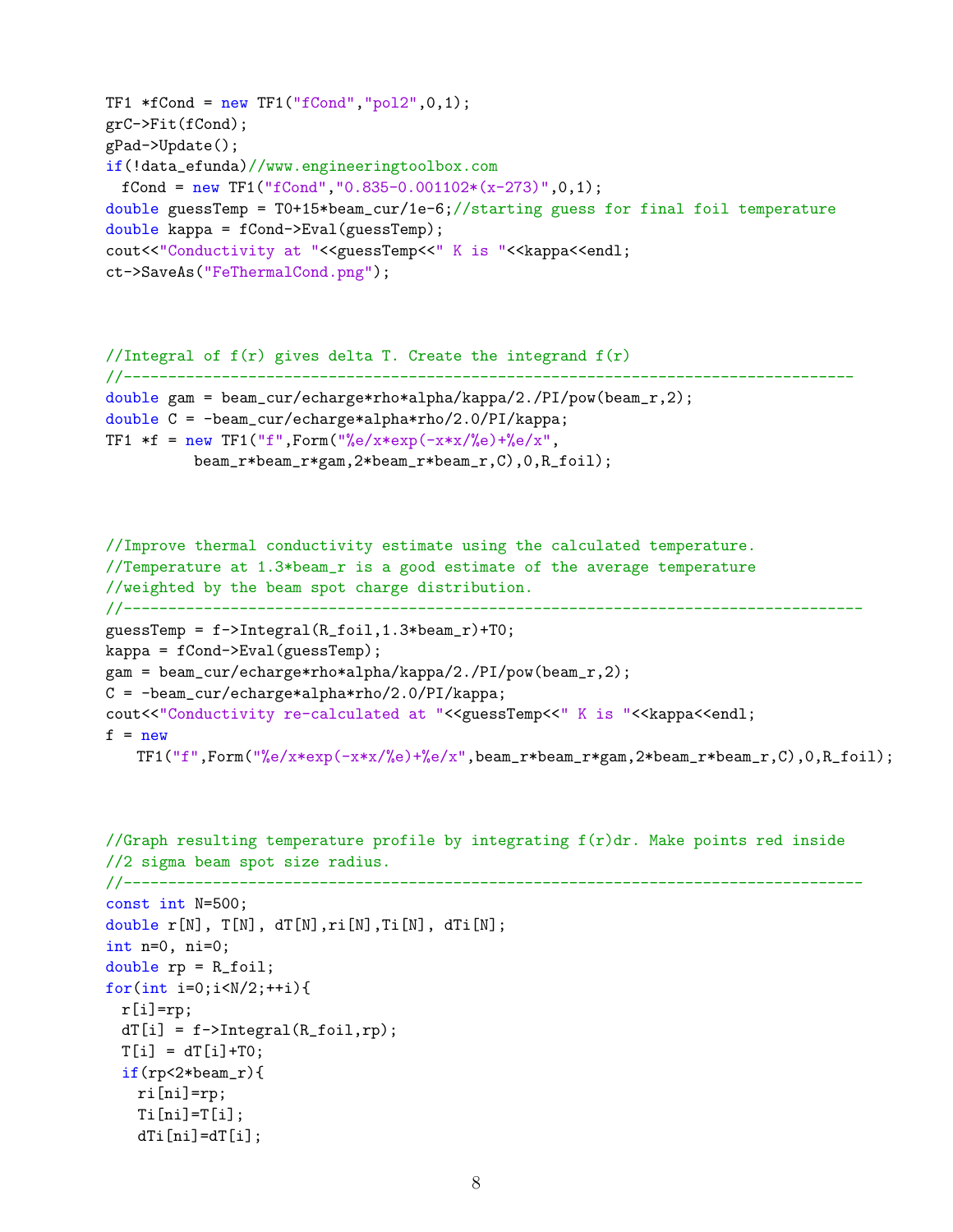```
TF1 *fCond = new TF1("fCond","pol2",0,1);
grC->Fit(fCond);
gPad->Update();
if(!data_efunda)//www.engineeringtoolbox.com
  fCond = new TF1("fCond","0.835-0.001102*(x-273)",0,1);
double guessTemp = T0+15*beam_cur/1e-6;//starting guess for final foil temperature
double kappa = fCond->Eval(guessTemp);
cout<<"Conductivity at "<<guessTemp<<" K is "<<kappa<<endl;
ct->SaveAs("FeThermalCond.png");



//Integral of f(r) gives delta T. Create the integrand f(r)
//---------------------------------------------------------------------------------
double gam = beam_cur/echarge*rho*alpha/kappa/2./PI/pow(beam_r,2);
double C = -beam_cur/echarge*alpha*rho/2.0/PI/kappa;
TF1 *f = new TF1("f",Form("%e/x*exp(-x*x/%e)+%e/x",
           beam_r*beam_r*gam,2*beam_r*beam_r,C),0,R_foil);



//Improve thermal conductivity estimate using the calculated temperature.
//Temperature at 1.3*beam_r is a good estimate of the average temperature
//weighted by the beam spot charge distribution.
//----------------------------------------------------------------------------------
guessTemp = f->Integral(R_foil,1.3*beam_r)+T0;
kappa = fCond->Eval(guessTemp);
gam = beam_cur/echarge*rho*alpha/kappa/2./PI/pow(beam_r,2);
C = -beam_cur/echarge*alpha*rho/2.0/PI/kappa;
cout<<"Conductivity re-calculated at "<<guessTemp<<" K is "<<kappa<<endl;
f = new
    TF1("f",Form("%e/x*exp(-x*x/%e)+%e/x",beam_r*beam_r*gam,2*beam_r*beam_r,C),0,R_foil);



//Graph resulting temperature profile by integrating f(r)dr. Make points red inside
//2 sigma beam spot size radius.
//----------------------------------------------------------------------------------
const int N=500;
double r[N], T[N], dT[N],ri[N],Ti[N], dTi[N];
int n=0, ni=0;
double rp = R_foil;
for(int i=0;i<N/2;++i){
  r[i]=rp;
  dT[i] = f->Integral(R_foil,rp);
  T[i] = dT[i]+T0;
  if(rp<2*beam_r){
    ri[ni]=rp;
    Ti[ni]=T[i];
    dTi[ni]=dT[i];
```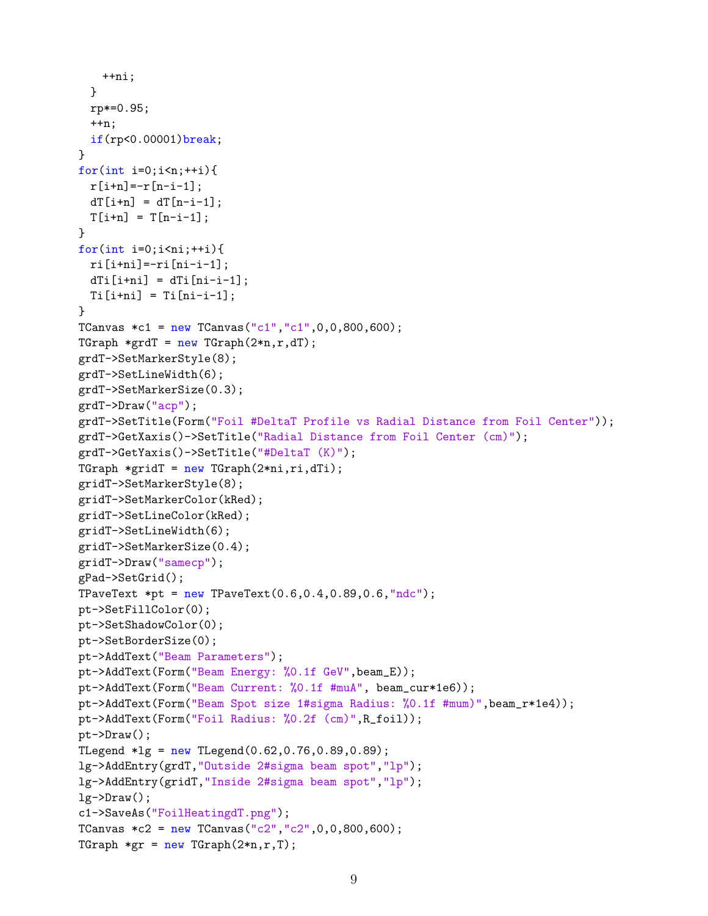```
    ++ni;
  }
  rp*=0.95;
  ++n;
  if(rp<0.00001)break;
}
for(int i=0;i<n;++i){
  r[i+n]=-r[n-i-1];
  dT[i+n] = dT[n-i-1];
  T[i+n] = T[n-i-1];
}
for(int i=0;i<ni;++i){
  ri[i+ni]=-ri[ni-i-1];
  dTi[i+ni] = dTi[ni-i-1];
  Ti[i+ni] = Ti[ni-i-1];
}
TCanvas *c1 = new TCanvas("c1","c1",0,0,800,600);
TGraph *grdT = new TGraph(2*n,r,dT);
grdT->SetMarkerStyle(8);
grdT->SetLineWidth(6);
grdT->SetMarkerSize(0.3);
grdT->Draw("acp");
grdT->SetTitle(Form("Foil #DeltaT Profile vs Radial Distance from Foil Center"));
grdT->GetXaxis()->SetTitle("Radial Distance from Foil Center (cm)");
grdT->GetYaxis()->SetTitle("#DeltaT (K)");
TGraph *gridT = new TGraph(2*ni,ri,dTi);
gridT->SetMarkerStyle(8);
gridT->SetMarkerColor(kRed);
gridT->SetLineColor(kRed);
gridT->SetLineWidth(6);
gridT->SetMarkerSize(0.4);
gridT->Draw("samecp");
gPad->SetGrid();
TPaveText *pt = new TPaveText(0.6,0.4,0.89,0.6,"ndc");
pt->SetFillColor(0);
pt->SetShadowColor(0);
pt->SetBorderSize(0);
pt->AddText("Beam Parameters");
pt->AddText(Form("Beam Energy: %0.1f GeV",beam_E));
pt->AddText(Form("Beam Current: %0.1f #muA", beam_cur*1e6));
pt->AddText(Form("Beam Spot size 1#sigma Radius: %0.1f #mum)",beam_r*1e4));
pt->AddText(Form("Foil Radius: %0.2f (cm)",R_foil));
pt->Draw();
TLegend *lg = new TLegend(0.62,0.76,0.89,0.89);
lg->AddEntry(grdT,"Outside 2#sigma beam spot","lp");
lg->AddEntry(gridT,"Inside 2#sigma beam spot","lp");
lg->Draw();
c1->SaveAs("FoilHeatingdT.png");
TCanvas *c2 = new TCanvas("c2","c2",0,0,800,600);
TGraph *gr = new TGraph(2*n,r,T);
```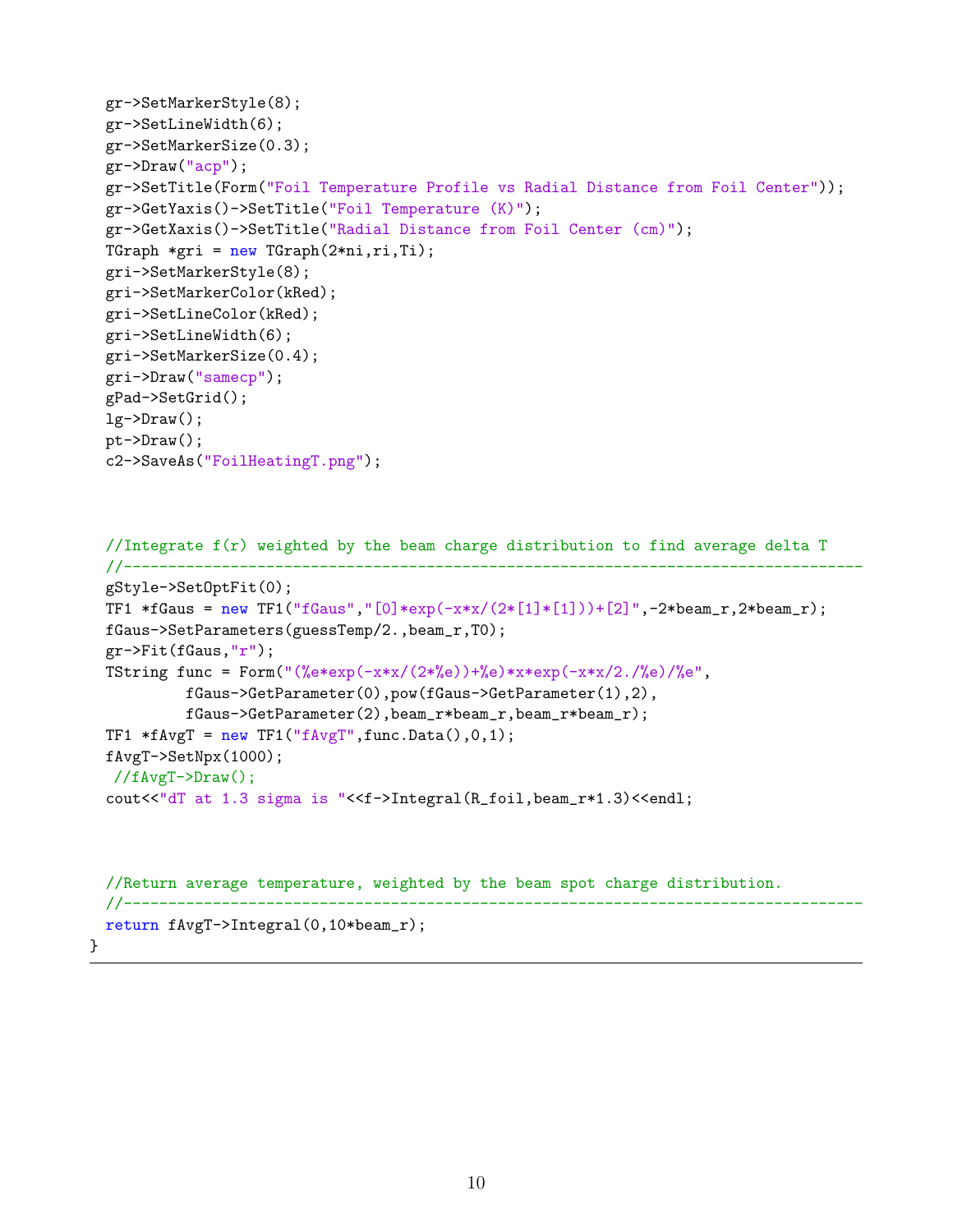```
  gr->SetMarkerStyle(8);
  gr->SetLineWidth(6);
  gr->SetMarkerSize(0.3);
  gr->Draw("acp");
  gr->SetTitle(Form("Foil Temperature Profile vs Radial Distance from Foil Center"));
  gr->GetYaxis()->SetTitle("Foil Temperature (K)");
  gr->GetXaxis()->SetTitle("Radial Distance from Foil Center (cm)");
  TGraph *gri = new TGraph(2*ni,ri,Ti);
  gri->SetMarkerStyle(8);
  gri->SetMarkerColor(kRed);
  gri->SetLineColor(kRed);
  gri->SetLineWidth(6);
  gri->SetMarkerSize(0.4);
  gri->Draw("samecp");
  gPad->SetGrid();
  lg->Draw();
  pt->Draw();
  c2->SaveAs("FoilHeatingT.png");



  //Integrate f(r) weighted by the beam charge distribution to find average delta T
  //---------------------------------------------------------------------------------
  gStyle->SetOptFit(0);
  TF1 *fGaus = new TF1("fGaus","[0]*exp(-x*x/(2*[1]*[1]))+[2]",-2*beam_r,2*beam_r);
  fGaus->SetParameters(guessTemp/2.,beam_r,T0);
  gr->Fit(fGaus,"r");
  TString func = Form("(%e*exp(-x*x/(2*%e))+%e)*x*exp(-x*x/2./%e)/%e",
          fGaus->GetParameter(0),pow(fGaus->GetParameter(1),2),
          fGaus->GetParameter(2),beam_r*beam_r,beam_r*beam_r);
  TF1 *fAvgT = new TF1("fAvgT",func.Data(),0,1);
  fAvgT->SetNpx(1000);
   //fAvgT->Draw();
  cout<<"dT at 1.3 sigma is "<<f->Integral(R_foil,beam_r*1.3)<<endl;



  //Return average temperature, weighted by the beam spot charge distribution.
  //---------------------------------------------------------------------------------
  return fAvgT->Integral(0,10*beam_r);
}
```